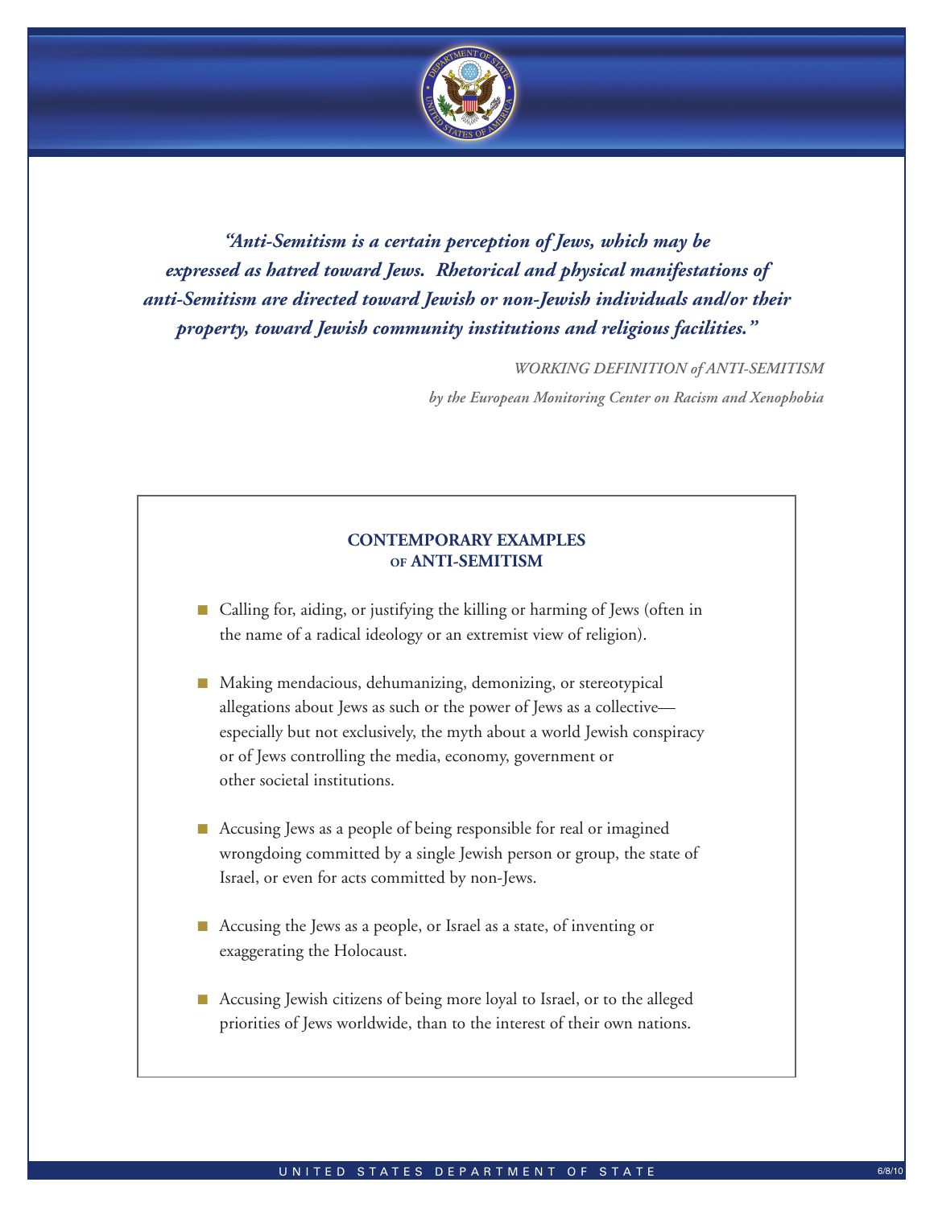*"Anti-Semitism is a certain perception of Jews, which may be expressed as hatred toward Jews. Rhetorical and physical manifestations of anti-Semitism are directed toward Jewish or non-Jewish individuals and/or their property, toward Jewish community institutions and religious facilities."*

*WORKING DEFINITION of ANTI-SEMITISM*
*by the European Monitoring Center on Racism and Xenophobia*

## CONTEMPORARY EXAMPLES OF ANTI-SEMITISM

- Calling for, aiding, or justifying the killing or harming of Jews (often in the name of a radical ideology or an extremist view of religion).
- Making mendacious, dehumanizing, demonizing, or stereotypical allegations about Jews as such or the power of Jews as a collective—especially but not exclusively, the myth about a world Jewish conspiracy or of Jews controlling the media, economy, government or other societal institutions.
- Accusing Jews as a people of being responsible for real or imagined wrongdoing committed by a single Jewish person or group, the state of Israel, or even for acts committed by non-Jews.
- Accusing the Jews as a people, or Israel as a state, of inventing or exaggerating the Holocaust.
- Accusing Jewish citizens of being more loyal to Israel, or to the alleged priorities of Jews worldwide, than to the interest of their own nations.

UNITED STATES DEPARTMENT OF STATE

6/8/10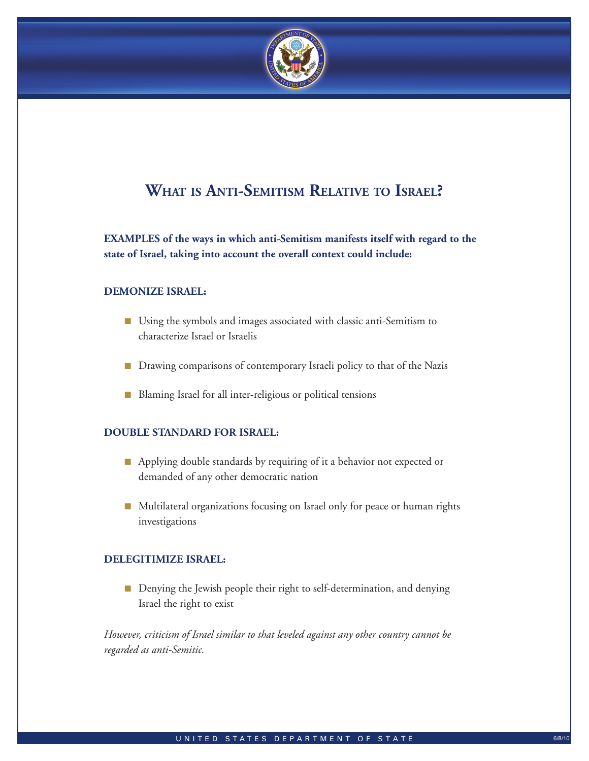# What is Anti-Semitism Relative to Israel?

**EXAMPLES of the ways in which anti-Semitism manifests itself with regard to the state of Israel, taking into account the overall context could include:**

### DEMONIZE ISRAEL:

- Using the symbols and images associated with classic anti-Semitism to characterize Israel or Israelis
- Drawing comparisons of contemporary Israeli policy to that of the Nazis
- Blaming Israel for all inter-religious or political tensions

### DOUBLE STANDARD FOR ISRAEL:

- Applying double standards by requiring of it a behavior not expected or demanded of any other democratic nation
- Multilateral organizations focusing on Israel only for peace or human rights investigations

### DELEGITIMIZE ISRAEL:

- Denying the Jewish people their right to self-determination, and denying Israel the right to exist

*However, criticism of Israel similar to that leveled against any other country cannot be regarded as anti-Semitic.*

UNITED STATES DEPARTMENT OF STATE

6/8/10